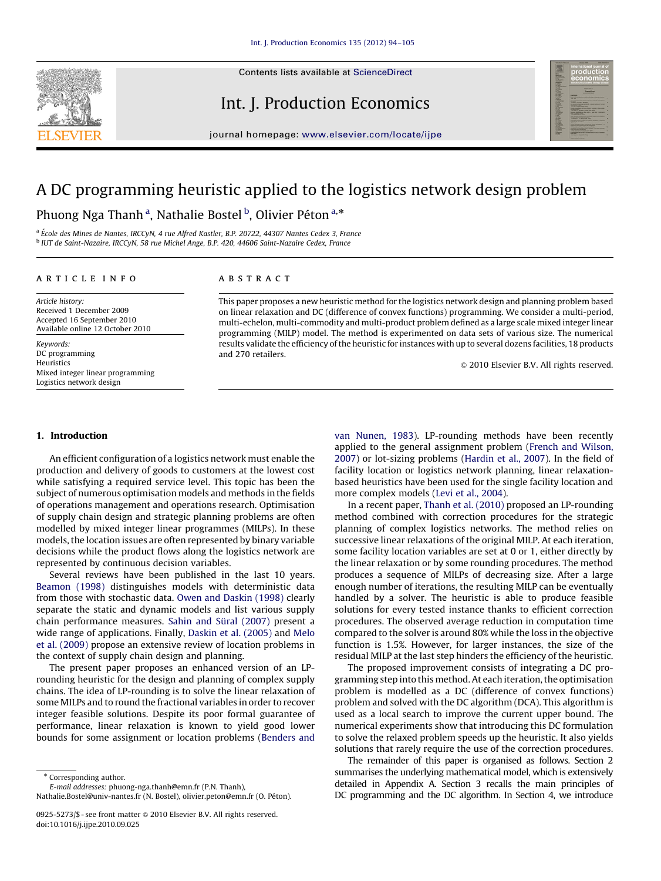# A DC programming heuristic applied to the logistics network design problem

Phuong Nga Thanh [a], Nathalie Bostel [b], Olivier Péton [a,*]

[a] École des Mines de Nantes, IRCCyN, 4 rue Alfred Kastler, B.P. 20722, 44307 Nantes Cedex 3, France
[b] IUT de Saint-Nazaire, IRCCyN, 58 rue Michel Ange, B.P. 420, 44606 Saint-Nazaire Cedex, France

**ARTICLE INFO**

*Article history:*
Received 1 December 2009
Accepted 16 September 2010
Available online 12 October 2010

*Keywords:*
DC programming
Heuristics
Mixed integer linear programming
Logistics network design

**ABSTRACT**

This paper proposes a new heuristic method for the logistics network design and planning problem based on linear relaxation and DC (difference of convex functions) programming. We consider a multi-period, multi-echelon, multi-commodity and multi-product problem defined as a large scale mixed integer linear programming (MILP) model. The method is experimented on data sets of various size. The numerical results validate the efficiency of the heuristic for instances with up to several dozens facilities, 18 products and 270 retailers.

© 2010 Elsevier B.V. All rights reserved.

## 1. Introduction

An efficient configuration of a logistics network must enable the production and delivery of goods to customers at the lowest cost while satisfying a required service level. This topic has been the subject of numerous optimisation models and methods in the fields of operations management and operations research. Optimisation of supply chain design and strategic planning problems are often modelled by mixed integer linear programmes (MILPs). In these models, the location issues are often represented by binary variable decisions while the product flows along the logistics network are represented by continuous decision variables.

Several reviews have been published in the last 10 years. Beamon (1998) distinguishes models with deterministic data from those with stochastic data. Owen and Daskin (1998) clearly separate the static and dynamic models and list various supply chain performance measures. Sahin and Süral (2007) present a wide range of applications. Finally, Daskin et al. (2005) and Melo et al. (2009) propose an extensive review of location problems in the context of supply chain design and planning.

The present paper proposes an enhanced version of an LP-rounding heuristic for the design and planning of complex supply chains. The idea of LP-rounding is to solve the linear relaxation of some MILPs and to round the fractional variables in order to recover integer feasible solutions. Despite its poor formal guarantee of performance, linear relaxation is known to yield good lower bounds for some assignment or location problems (Benders and van Nunen, 1983). LP-rounding methods have been recently applied to the general assignment problem (French and Wilson, 2007) or lot-sizing problems (Hardin et al., 2007). In the field of facility location or logistics network planning, linear relaxation-based heuristics have been used for the single facility location and more complex models (Levi et al., 2004).

In a recent paper, Thanh et al. (2010) proposed an LP-rounding method combined with correction procedures for the strategic planning of complex logistics networks. The method relies on successive linear relaxations of the original MILP. At each iteration, some facility location variables are set at 0 or 1, either directly by the linear relaxation or by some rounding procedures. The method produces a sequence of MILPs of decreasing size. After a large enough number of iterations, the resulting MILP can be eventually handled by a solver. The heuristic is able to produce feasible solutions for every tested instance thanks to efficient correction procedures. The observed average reduction in computation time compared to the solver is around 80% while the loss in the objective function is 1.5%. However, for larger instances, the size of the residual MILP at the last step hinders the efficiency of the heuristic.

The proposed improvement consists of integrating a DC programming step into this method. At each iteration, the optimisation problem is modelled as a DC (difference of convex functions) problem and solved with the DC algorithm (DCA). This algorithm is used as a local search to improve the current upper bound. The numerical experiments show that introducing this DC formulation to solve the relaxed problem speeds up the heuristic. It also yields solutions that rarely require the use of the correction procedures.

The remainder of this paper is organised as follows. Section 2 summarises the underlying mathematical model, which is extensively detailed in Appendix A. Section 3 recalls the main principles of DC programming and the DC algorithm. In Section 4, we introduce

\* Corresponding author.
*E-mail addresses:* phuong-nga.thanh@emn.fr (P.N. Thanh), Nathalie.Bostel@univ-nantes.fr (N. Bostel), olivier.peton@emn.fr (O. Péton).

0925-5273/$ - see front matter © 2010 Elsevier B.V. All rights reserved.
doi:10.1016/j.ijpe.2010.09.025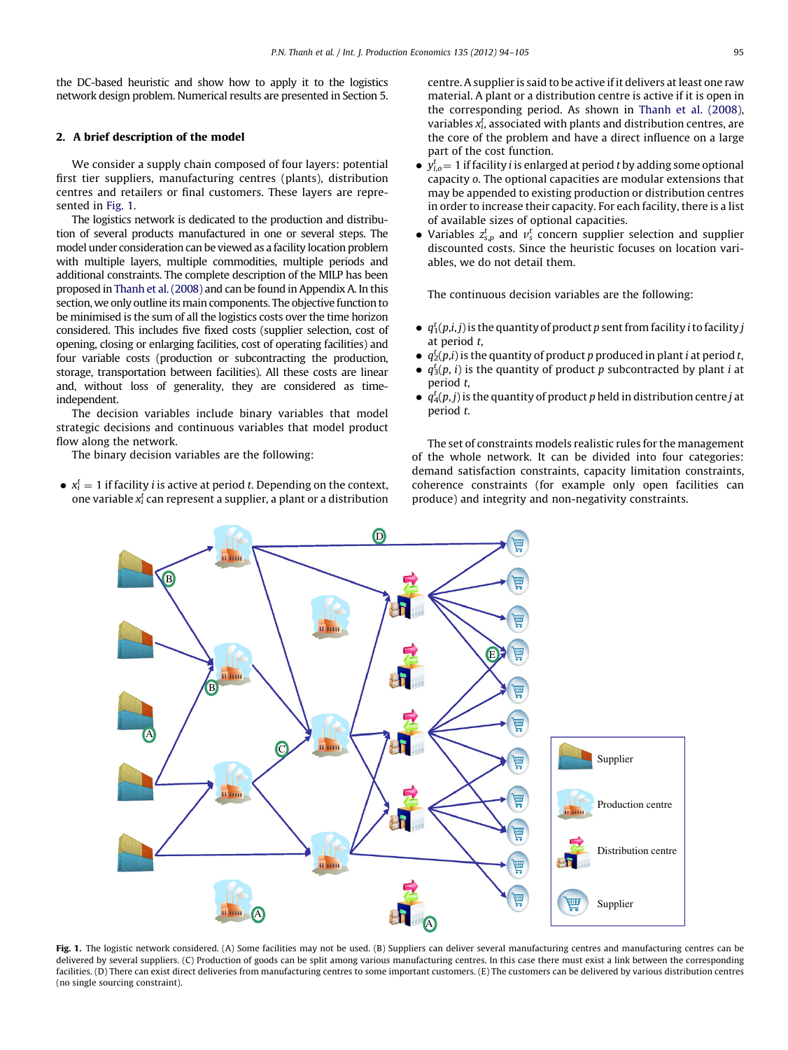the DC-based heuristic and show how to apply it to the logistics network design problem. Numerical results are presented in Section 5.

## 2. A brief description of the model

We consider a supply chain composed of four layers: potential first tier suppliers, manufacturing centres (plants), distribution centres and retailers or final customers. These layers are represented in Fig. 1.

The logistics network is dedicated to the production and distribution of several products manufactured in one or several steps. The model under consideration can be viewed as a facility location problem with multiple layers, multiple commodities, multiple periods and additional constraints. The complete description of the MILP has been proposed in Thanh et al. (2008) and can be found in Appendix A. In this section, we only outline its main components. The objective function to be minimised is the sum of all the logistics costs over the time horizon considered. This includes five fixed costs (supplier selection, cost of opening, closing or enlarging facilities, cost of operating facilities) and four variable costs (production or subcontracting the production, storage, transportation between facilities). All these costs are linear and, without loss of generality, they are considered as time-independent.

The decision variables include binary variables that model strategic decisions and continuous variables that model product flow along the network.

The binary decision variables are the following:

- $x_i^t = 1$ if facility $i$ is active at period $t$. Depending on the context, one variable $x_i^t$ can represent a supplier, a plant or a distribution centre. A supplier is said to be active if it delivers at least one raw material. A plant or a distribution centre is active if it is open in the corresponding period. As shown in Thanh et al. (2008), variables $x_i^t$, associated with plants and distribution centres, are the core of the problem and have a direct influence on a large part of the cost function.
- $y_{i,o}^t = 1$ if facility $i$ is enlarged at period $t$ by adding some optional capacity $o$. The optional capacities are modular extensions that may be appended to existing production or distribution centres in order to increase their capacity. For each facility, there is a list of available sizes of optional capacities.
- Variables $z_{s,p}^t$ and $v_s^t$ concern supplier selection and supplier discounted costs. Since the heuristic focuses on location variables, we do not detail them.

The continuous decision variables are the following:

- $q_1^t(p,i,j)$ is the quantity of product $p$ sent from facility $i$ to facility $j$ at period $t$,
- $q_2^t(p,i)$ is the quantity of product $p$ produced in plant $i$ at period $t$,
- $q_3^t(p, i)$ is the quantity of product $p$ subcontracted by plant $i$ at period $t$,
- $q_4^t(p,j)$ is the quantity of product $p$ held in distribution centre $j$ at period $t$.

The set of constraints models realistic rules for the management of the whole network. It can be divided into four categories: demand satisfaction constraints, capacity limitation constraints, coherence constraints (for example only open facilities can produce) and integrity and non-negativity constraints.

**Fig. 1.** The logistic network considered. (A) Some facilities may not be used. (B) Suppliers can deliver several manufacturing centres and manufacturing centres can be delivered by several suppliers. (C) Production of goods can be split among various manufacturing centres. In this case there must exist a link between the corresponding facilities. (D) There can exist direct deliveries from manufacturing centres to some important customers. (E) The customers can be delivered by various distribution centres (no single sourcing constraint).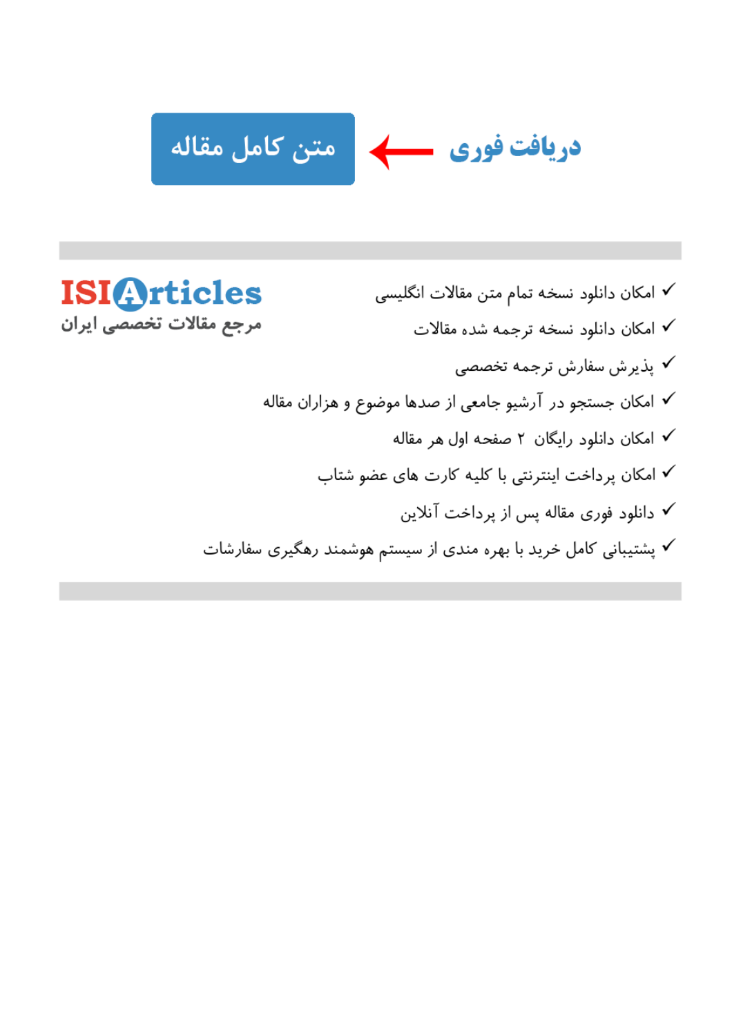دریافت فوری ← متن کامل مقاله

**ISIArticles**
مرجع مقالات تخصصی ایران

- ✓ امکان دانلود نسخه تمام متن مقالات انگلیسی
- ✓ امکان دانلود نسخه ترجمه شده مقالات
- ✓ پذیرش سفارش ترجمه تخصصی
- ✓ امکان جستجو در آرشیو جامعی از صدها موضوع و هزاران مقاله
- ✓ امکان دانلود رایگان ۲ صفحه اول هر مقاله
- ✓ امکان پرداخت اینترنتی با کلیه کارت های عضو شتاب
- ✓ دانلود فوری مقاله پس از پرداخت آنلاین
- ✓ پشتیبانی کامل خرید با بهره مندی از سیستم هوشمند رهگیری سفارشات